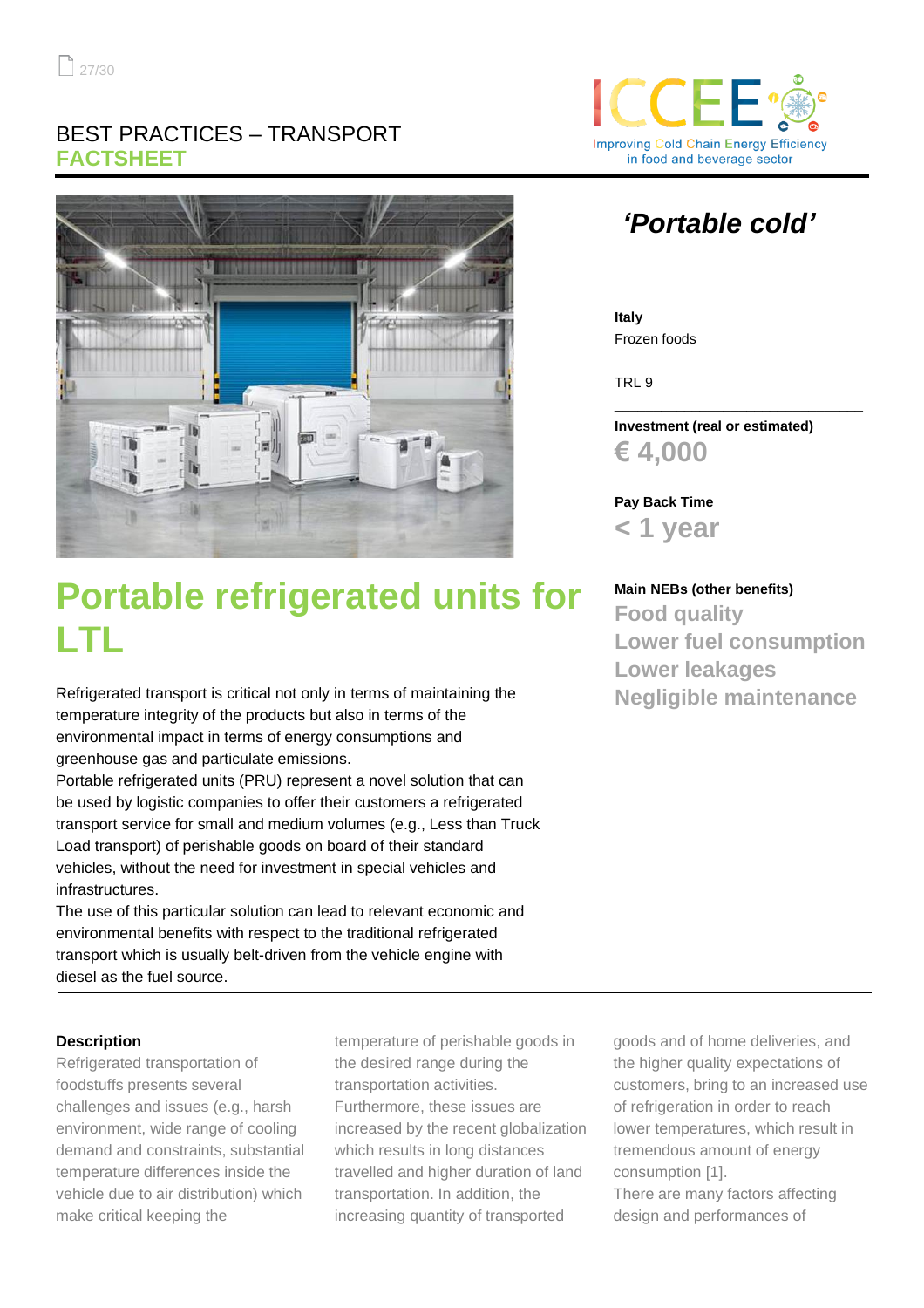BEST PRACTICES – TRANSPORT
**FACTSHEET**

ICCEE
Improving Cold Chain Energy Efficiency in food and beverage sector

## *'Portable cold'*

**Italy**
Frozen foods

TRL 9

**Investment (real or estimated)**
**€ 4,000**

**Pay Back Time**
**< 1 year**

**Main NEBs (other benefits)**
**Food quality**
**Lower fuel consumption**
**Lower leakages**
**Negligible maintenance**

# Portable refrigerated units for LTL

Refrigerated transport is critical not only in terms of maintaining the temperature integrity of the products but also in terms of the environmental impact in terms of energy consumptions and greenhouse gas and particulate emissions.
Portable refrigerated units (PRU) represent a novel solution that can be used by logistic companies to offer their customers a refrigerated transport service for small and medium volumes (e.g., Less than Truck Load transport) of perishable goods on board of their standard vehicles, without the need for investment in special vehicles and infrastructures.
The use of this particular solution can lead to relevant economic and environmental benefits with respect to the traditional refrigerated transport which is usually belt-driven from the vehicle engine with diesel as the fuel source.

**Description**

Refrigerated transportation of foodstuffs presents several challenges and issues (e.g., harsh environment, wide range of cooling demand and constraints, substantial temperature differences inside the vehicle due to air distribution) which make critical keeping the temperature of perishable goods in the desired range during the transportation activities. Furthermore, these issues are increased by the recent globalization which results in long distances travelled and higher duration of land transportation. In addition, the increasing quantity of transported goods and of home deliveries, and the higher quality expectations of customers, bring to an increased use of refrigeration in order to reach lower temperatures, which result in tremendous amount of energy consumption [1].
There are many factors affecting design and performances of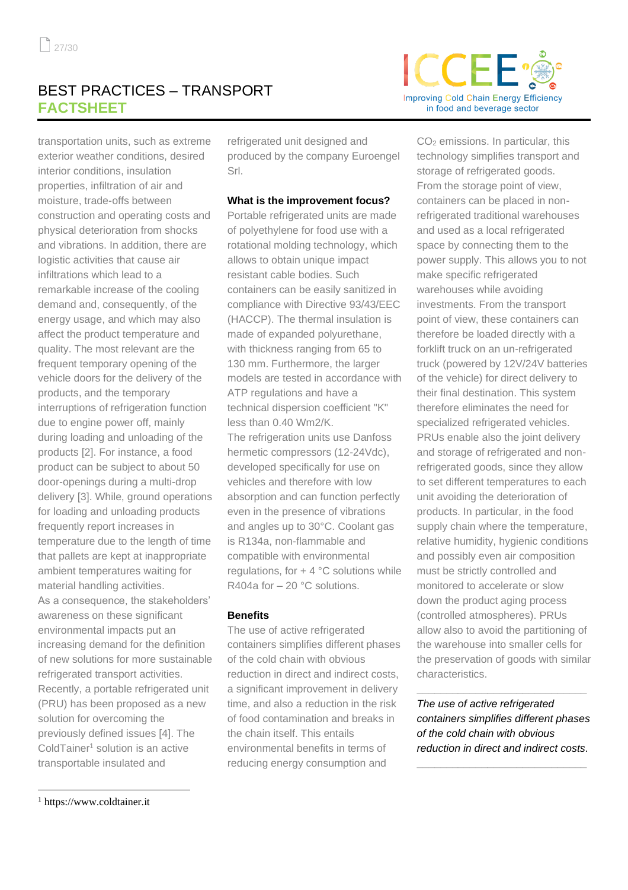transportation units, such as extreme exterior weather conditions, desired interior conditions, insulation properties, infiltration of air and moisture, trade-offs between construction and operating costs and physical deterioration from shocks and vibrations. In addition, there are logistic activities that cause air infiltrations which lead to a remarkable increase of the cooling demand and, consequently, of the energy usage, and which may also affect the product temperature and quality. The most relevant are the frequent temporary opening of the vehicle doors for the delivery of the products, and the temporary interruptions of refrigeration function due to engine power off, mainly during loading and unloading of the products [2]. For instance, a food product can be subject to about 50 door-openings during a multi-drop delivery [3]. While, ground operations for loading and unloading products frequently report increases in temperature due to the length of time that pallets are kept at inappropriate ambient temperatures waiting for material handling activities.

As a consequence, the stakeholders' awareness on these significant environmental impacts put an increasing demand for the definition of new solutions for more sustainable refrigerated transport activities. Recently, a portable refrigerated unit (PRU) has been proposed as a new solution for overcoming the previously defined issues [4]. The ColdTainer[1] solution is an active transportable insulated and refrigerated unit designed and produced by the company Euroengel Srl.

**What is the improvement focus?**

Portable refrigerated units are made of polyethylene for food use with a rotational molding technology, which allows to obtain unique impact resistant cable bodies. Such containers can be easily sanitized in compliance with Directive 93/43/EEC (HACCP). The thermal insulation is made of expanded polyurethane, with thickness ranging from 65 to 130 mm. Furthermore, the larger models are tested in accordance with ATP regulations and have a technical dispersion coefficient "K" less than 0.40 Wm2/K.

The refrigeration units use Danfoss hermetic compressors (12-24Vdc), developed specifically for use on vehicles and therefore with low absorption and can function perfectly even in the presence of vibrations and angles up to 30°C. Coolant gas is R134a, non-flammable and compatible with environmental regulations, for + 4 °C solutions while R404a for – 20 °C solutions.

**Benefits**

The use of active refrigerated containers simplifies different phases of the cold chain with obvious reduction in direct and indirect costs, a significant improvement in delivery time, and also a reduction in the risk of food contamination and breaks in the chain itself. This entails environmental benefits in terms of reducing energy consumption and $CO_2$ emissions. In particular, this technology simplifies transport and storage of refrigerated goods. From the storage point of view, containers can be placed in non-refrigerated traditional warehouses and used as a local refrigerated space by connecting them to the power supply. This allows you to not make specific refrigerated warehouses while avoiding investments. From the transport point of view, these containers can therefore be loaded directly with a forklift truck on an un-refrigerated truck (powered by 12V/24V batteries of the vehicle) for direct delivery to their final destination. This system therefore eliminates the need for specialized refrigerated vehicles. PRUs enable also the joint delivery and storage of refrigerated and non-refrigerated goods, since they allow to set different temperatures to each unit avoiding the deterioration of products. In particular, in the food supply chain where the temperature, relative humidity, hygienic conditions and possibly even air composition must be strictly controlled and monitored to accelerate or slow down the product aging process (controlled atmospheres). PRUs allow also to avoid the partitioning of the warehouse into smaller cells for the preservation of goods with similar characteristics.

---

*The use of active refrigerated containers simplifies different phases of the cold chain with obvious reduction in direct and indirect costs.*

---

[1] https://www.coldtainer.it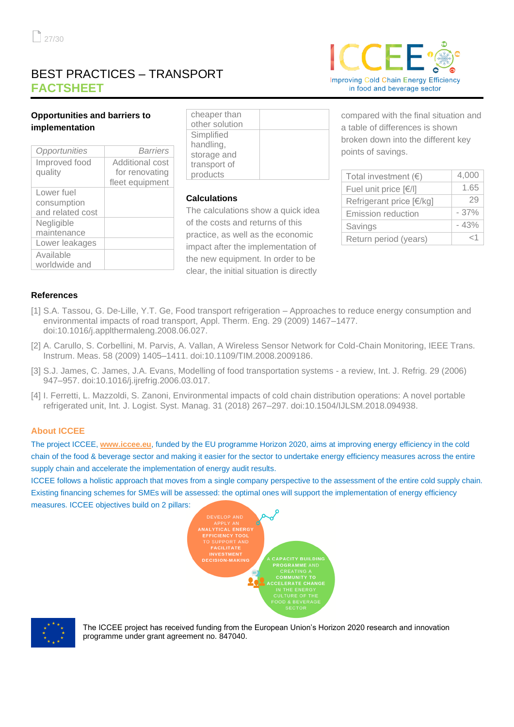# BEST PRACTICES – TRANSPORT

## FACTSHEET

### Opportunities and barriers to implementation

| Opportunities | Barriers |
|---|---|
| Improved food quality | Additional cost for renovating fleet equipment |
| Lower fuel consumption and related cost | |
| Negligible maintenance | |
| Lower leakages | |
| Available worldwide and cheaper than other solution | |
| Simplified handling, storage and transport of products | |

### Calculations

The calculations show a quick idea of the costs and returns of this practice, as well as the economic impact after the implementation of the new equipment. In order to be clear, the initial situation is directly compared with the final situation and a table of differences is shown broken down into the different key points of savings.

| | |
|---|---|
| Total investment (€) | 4,000 |
| Fuel unit price [€/l] | 1.65 |
| Refrigerant price [€/kg] | 29 |
| Emission reduction | - 37% |
| Savings | - 43% |
| Return period (years) | <1 |

### References

[1] S.A. Tassou, G. De-Lille, Y.T. Ge, Food transport refrigeration – Approaches to reduce energy consumption and environmental impacts of road transport, Appl. Therm. Eng. 29 (2009) 1467–1477. doi:10.1016/j.applthermaleng.2008.06.027.

[2] A. Carullo, S. Corbellini, M. Parvis, A. Vallan, A Wireless Sensor Network for Cold-Chain Monitoring, IEEE Trans. Instrum. Meas. 58 (2009) 1405–1411. doi:10.1109/TIM.2008.2009186.

[3] S.J. James, C. James, J.A. Evans, Modelling of food transportation systems - a review, Int. J. Refrig. 29 (2006) 947–957. doi:10.1016/j.ijrefrig.2006.03.017.

[4] I. Ferretti, L. Mazzoldi, S. Zanoni, Environmental impacts of cold chain distribution operations: A novel portable refrigerated unit, Int. J. Logist. Syst. Manag. 31 (2018) 267–297. doi:10.1504/IJLSM.2018.094938.

### About ICCEE

The project ICCEE, www.iccee.eu, funded by the EU programme Horizon 2020, aims at improving energy efficiency in the cold chain of the food & beverage sector and making it easier for the sector to undertake energy efficiency measures across the entire supply chain and accelerate the implementation of energy audit results.

ICCEE follows a holistic approach that moves from a single company perspective to the assessment of the entire cold supply chain. Existing financing schemes for SMEs will be assessed: the optimal ones will support the implementation of energy efficiency measures. ICCEE objectives build on 2 pillars:

DEVELOP AND APPLY AN ANALYTICAL ENERGY EFFICIENCY TOOL TO SUPPORT AND FACILITATE INVESTMENT DECISION-MAKING

A CAPACITY BUILDING PROGRAMME AND CREATING A COMMUNITY TO ACCELERATE CHANGE IN THE ENERGY CULTURE OF THE FOOD & BEVERAGE SECTOR

The ICCEE project has received funding from the European Union's Horizon 2020 research and innovation programme under grant agreement no. 847040.